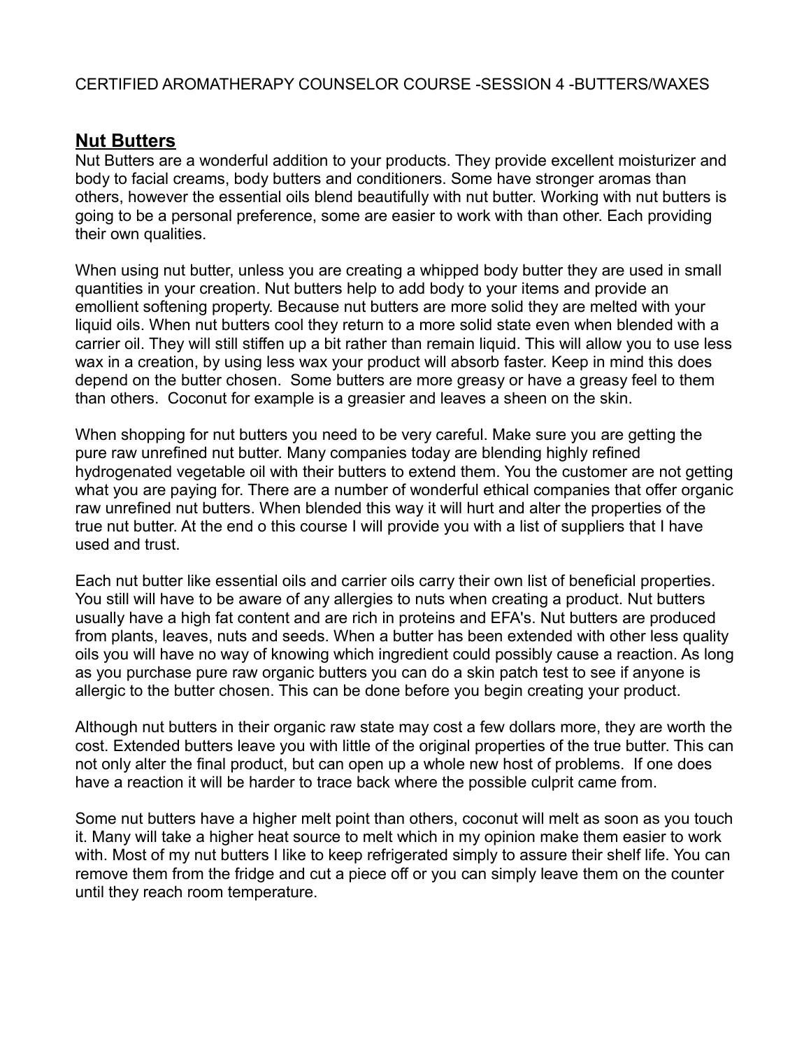CERTIFIED AROMATHERAPY COUNSELOR COURSE -SESSION 4 -BUTTERS/WAXES

## **Nut Butters**

Nut Butters are a wonderful addition to your products. They provide excellent moisturizer and body to facial creams, body butters and conditioners. Some have stronger aromas than others, however the essential oils blend beautifully with nut butter. Working with nut butters is going to be a personal preference, some are easier to work with than other. Each providing their own qualities.

When using nut butter, unless you are creating a whipped body butter they are used in small quantities in your creation. Nut butters help to add body to your items and provide an emollient softening property. Because nut butters are more solid they are melted with your liquid oils. When nut butters cool they return to a more solid state even when blended with a carrier oil. They will still stiffen up a bit rather than remain liquid. This will allow you to use less wax in a creation, by using less wax your product will absorb faster. Keep in mind this does depend on the butter chosen. Some butters are more greasy or have a greasy feel to them than others. Coconut for example is a greasier and leaves a sheen on the skin.

When shopping for nut butters you need to be very careful. Make sure you are getting the pure raw unrefined nut butter. Many companies today are blending highly refined hydrogenated vegetable oil with their butters to extend them. You the customer are not getting what you are paying for. There are a number of wonderful ethical companies that offer organic raw unrefined nut butters. When blended this way it will hurt and alter the properties of the true nut butter. At the end o this course I will provide you with a list of suppliers that I have used and trust.

Each nut butter like essential oils and carrier oils carry their own list of beneficial properties. You still will have to be aware of any allergies to nuts when creating a product. Nut butters usually have a high fat content and are rich in proteins and EFA's. Nut butters are produced from plants, leaves, nuts and seeds. When a butter has been extended with other less quality oils you will have no way of knowing which ingredient could possibly cause a reaction. As long as you purchase pure raw organic butters you can do a skin patch test to see if anyone is allergic to the butter chosen. This can be done before you begin creating your product.

Although nut butters in their organic raw state may cost a few dollars more, they are worth the cost. Extended butters leave you with little of the original properties of the true butter. This can not only alter the final product, but can open up a whole new host of problems. If one does have a reaction it will be harder to trace back where the possible culprit came from.

Some nut butters have a higher melt point than others, coconut will melt as soon as you touch it. Many will take a higher heat source to melt which in my opinion make them easier to work with. Most of my nut butters I like to keep refrigerated simply to assure their shelf life. You can remove them from the fridge and cut a piece off or you can simply leave them on the counter until they reach room temperature.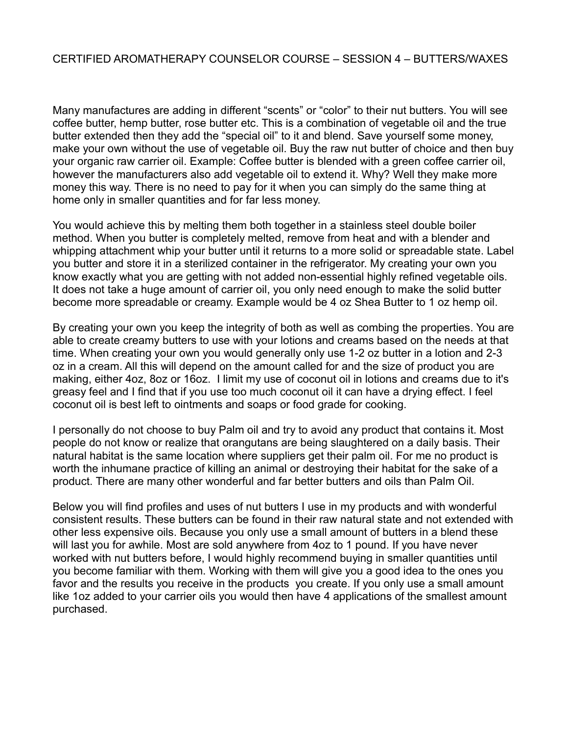CERTIFIED AROMATHERAPY COUNSELOR COURSE – SESSION 4 – BUTTERS/WAXES

Many manufactures are adding in different "scents" or "color" to their nut butters. You will see coffee butter, hemp butter, rose butter etc. This is a combination of vegetable oil and the true butter extended then they add the "special oil" to it and blend. Save yourself some money, make your own without the use of vegetable oil. Buy the raw nut butter of choice and then buy your organic raw carrier oil. Example: Coffee butter is blended with a green coffee carrier oil, however the manufacturers also add vegetable oil to extend it. Why? Well they make more money this way. There is no need to pay for it when you can simply do the same thing at home only in smaller quantities and for far less money.

You would achieve this by melting them both together in a stainless steel double boiler method. When you butter is completely melted, remove from heat and with a blender and whipping attachment whip your butter until it returns to a more solid or spreadable state. Label you butter and store it in a sterilized container in the refrigerator. My creating your own you know exactly what you are getting with not added non-essential highly refined vegetable oils. It does not take a huge amount of carrier oil, you only need enough to make the solid butter become more spreadable or creamy. Example would be 4 oz Shea Butter to 1 oz hemp oil.

By creating your own you keep the integrity of both as well as combing the properties. You are able to create creamy butters to use with your lotions and creams based on the needs at that time. When creating your own you would generally only use 1-2 oz butter in a lotion and 2-3 oz in a cream. All this will depend on the amount called for and the size of product you are making, either 4oz, 8oz or 16oz. I limit my use of coconut oil in lotions and creams due to it's greasy feel and I find that if you use too much coconut oil it can have a drying effect. I feel coconut oil is best left to ointments and soaps or food grade for cooking.

I personally do not choose to buy Palm oil and try to avoid any product that contains it. Most people do not know or realize that orangutans are being slaughtered on a daily basis. Their natural habitat is the same location where suppliers get their palm oil. For me no product is worth the inhumane practice of killing an animal or destroying their habitat for the sake of a product. There are many other wonderful and far better butters and oils than Palm Oil.

Below you will find profiles and uses of nut butters I use in my products and with wonderful consistent results. These butters can be found in their raw natural state and not extended with other less expensive oils. Because you only use a small amount of butters in a blend these will last you for awhile. Most are sold anywhere from 4oz to 1 pound. If you have never worked with nut butters before, I would highly recommend buying in smaller quantities until you become familiar with them. Working with them will give you a good idea to the ones you favor and the results you receive in the products you create. If you only use a small amount like 1oz added to your carrier oils you would then have 4 applications of the smallest amount purchased.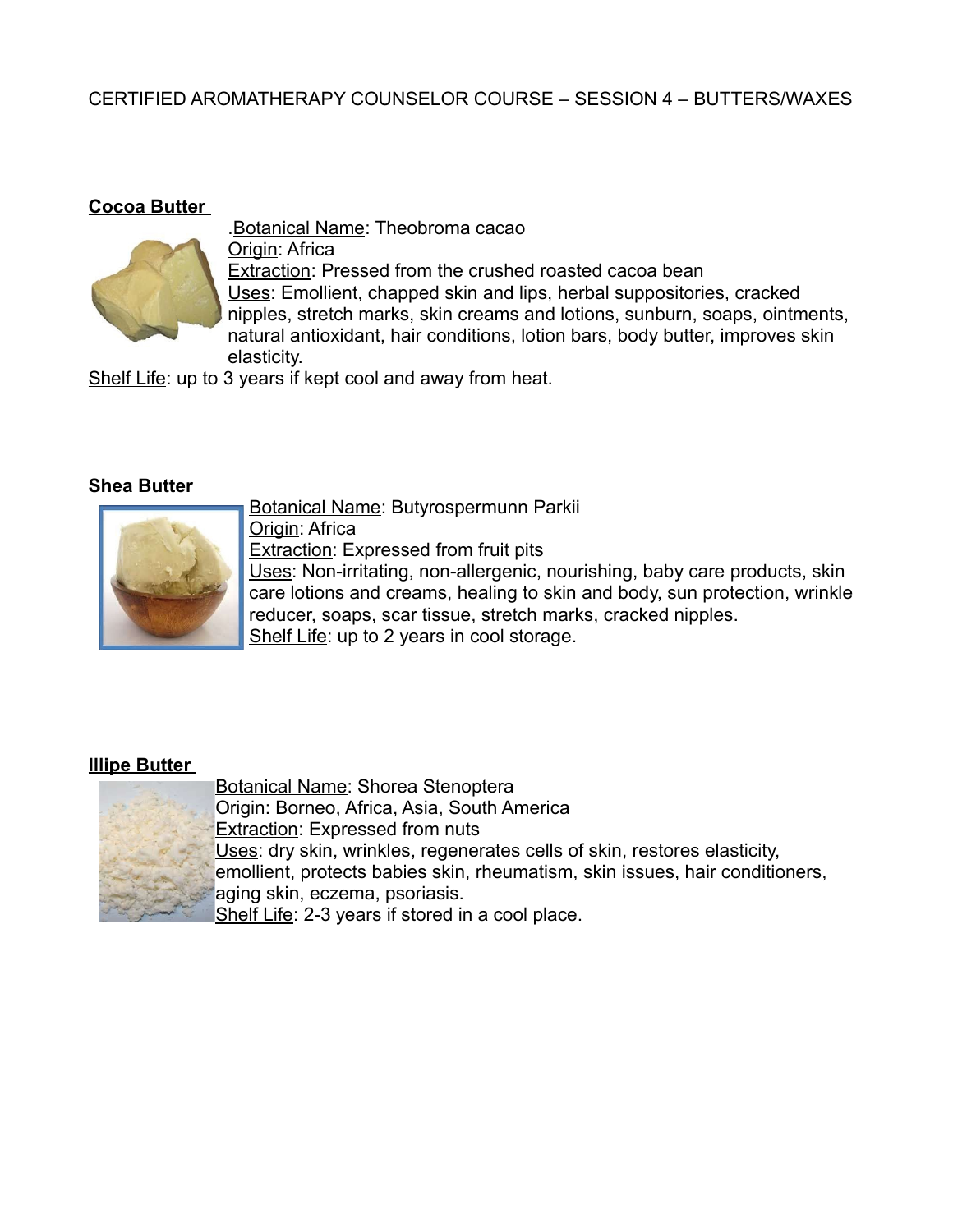CERTIFIED AROMATHERAPY COUNSELOR COURSE – SESSION 4 – BUTTERS/WAXES

### Cocoa Butter

.Botanical Name: Theobroma cacao
Origin: Africa
Extraction: Pressed from the crushed roasted cacoa bean
Uses: Emollient, chapped skin and lips, herbal suppositories, cracked nipples, stretch marks, skin creams and lotions, sunburn, soaps, ointments, natural antioxidant, hair conditions, lotion bars, body butter, improves skin elasticity.
Shelf Life: up to 3 years if kept cool and away from heat.

### Shea Butter

Botanical Name: Butyrospermunn Parkii
Origin: Africa
Extraction: Expressed from fruit pits
Uses: Non-irritating, non-allergenic, nourishing, baby care products, skin care lotions and creams, healing to skin and body, sun protection, wrinkle reducer, soaps, scar tissue, stretch marks, cracked nipples.
Shelf Life: up to 2 years in cool storage.

### Illipe Butter

Botanical Name: Shorea Stenoptera
Origin: Borneo, Africa, Asia, South America
Extraction: Expressed from nuts
Uses: dry skin, wrinkles, regenerates cells of skin, restores elasticity, emollient, protects babies skin, rheumatism, skin issues, hair conditioners, aging skin, eczema, psoriasis.
Shelf Life: 2-3 years if stored in a cool place.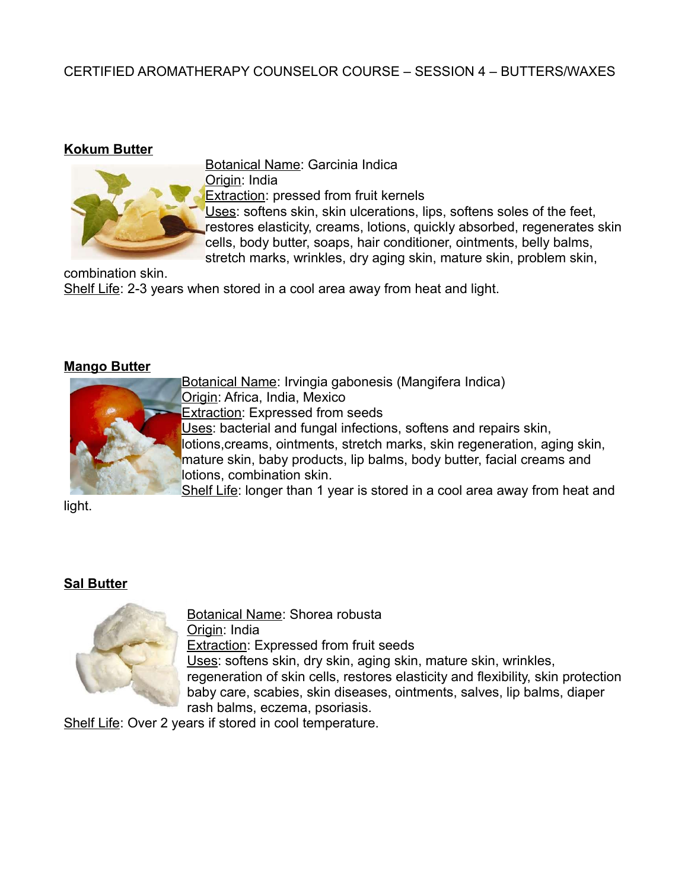CERTIFIED AROMATHERAPY COUNSELOR COURSE – SESSION 4 – BUTTERS/WAXES

**Kokum Butter**

Botanical Name: Garcinia Indica
Origin: India
Extraction: pressed from fruit kernels
Uses: softens skin, skin ulcerations, lips, softens soles of the feet, restores elasticity, creams, lotions, quickly absorbed, regenerates skin cells, body butter, soaps, hair conditioner, ointments, belly balms, stretch marks, wrinkles, dry aging skin, mature skin, problem skin, combination skin.
Shelf Life: 2-3 years when stored in a cool area away from heat and light.

**Mango Butter**

Botanical Name: Irvingia gabonesis (Mangifera Indica)
Origin: Africa, India, Mexico
Extraction: Expressed from seeds
Uses: bacterial and fungal infections, softens and repairs skin, lotions,creams, ointments, stretch marks, skin regeneration, aging skin, mature skin, baby products, lip balms, body butter, facial creams and lotions, combination skin.
Shelf Life: longer than 1 year is stored in a cool area away from heat and light.

**Sal Butter**

Botanical Name: Shorea robusta
Origin: India
Extraction: Expressed from fruit seeds
Uses: softens skin, dry skin, aging skin, mature skin, wrinkles, regeneration of skin cells, restores elasticity and flexibility, skin protection baby care, scabies, skin diseases, ointments, salves, lip balms, diaper rash balms, eczema, psoriasis.
Shelf Life: Over 2 years if stored in cool temperature.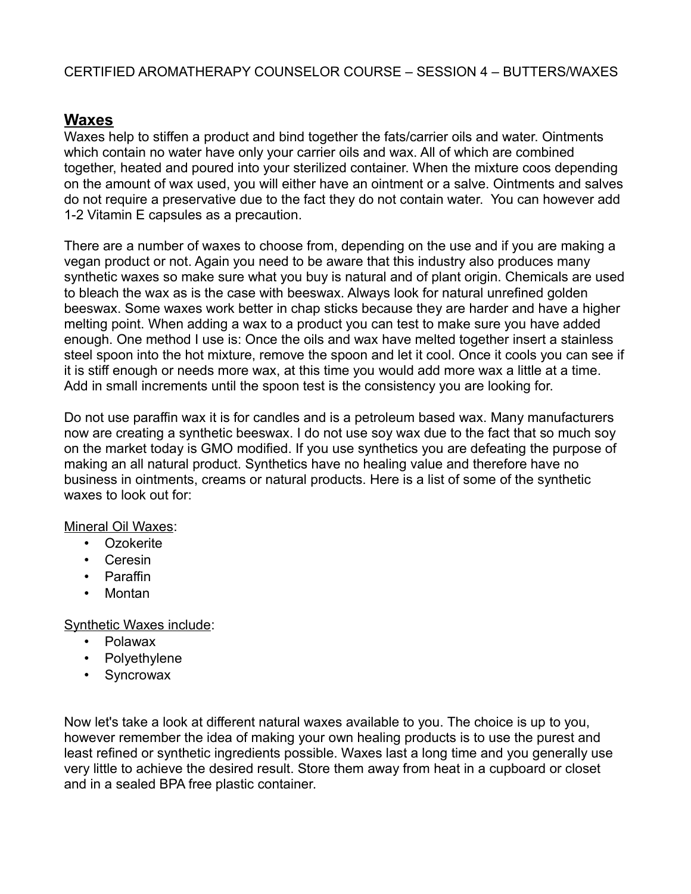CERTIFIED AROMATHERAPY COUNSELOR COURSE – SESSION 4 – BUTTERS/WAXES

## Waxes

Waxes help to stiffen a product and bind together the fats/carrier oils and water. Ointments which contain no water have only your carrier oils and wax. All of which are combined together, heated and poured into your sterilized container. When the mixture coos depending on the amount of wax used, you will either have an ointment or a salve. Ointments and salves do not require a preservative due to the fact they do not contain water. You can however add 1-2 Vitamin E capsules as a precaution.

There are a number of waxes to choose from, depending on the use and if you are making a vegan product or not. Again you need to be aware that this industry also produces many synthetic waxes so make sure what you buy is natural and of plant origin. Chemicals are used to bleach the wax as is the case with beeswax. Always look for natural unrefined golden beeswax. Some waxes work better in chap sticks because they are harder and have a higher melting point. When adding a wax to a product you can test to make sure you have added enough. One method I use is: Once the oils and wax have melted together insert a stainless steel spoon into the hot mixture, remove the spoon and let it cool. Once it cools you can see if it is stiff enough or needs more wax, at this time you would add more wax a little at a time. Add in small increments until the spoon test is the consistency you are looking for.

Do not use paraffin wax it is for candles and is a petroleum based wax. Many manufacturers now are creating a synthetic beeswax. I do not use soy wax due to the fact that so much soy on the market today is GMO modified. If you use synthetics you are defeating the purpose of making an all natural product. Synthetics have no healing value and therefore have no business in ointments, creams or natural products. Here is a list of some of the synthetic waxes to look out for:

Mineral Oil Waxes:

- Ozokerite
- Ceresin
- Paraffin
- Montan

Synthetic Waxes include:

- Polawax
- Polyethylene
- Syncrowax

Now let's take a look at different natural waxes available to you. The choice is up to you, however remember the idea of making your own healing products is to use the purest and least refined or synthetic ingredients possible. Waxes last a long time and you generally use very little to achieve the desired result. Store them away from heat in a cupboard or closet and in a sealed BPA free plastic container.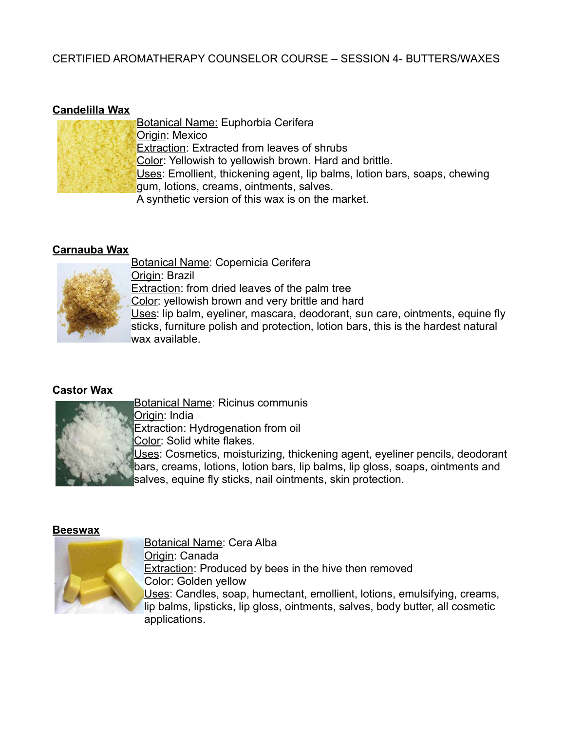CERTIFIED AROMATHERAPY COUNSELOR COURSE – SESSION 4- BUTTERS/WAXES

**Candelilla Wax**

Botanical Name: Euphorbia Cerifera
Origin: Mexico
Extraction: Extracted from leaves of shrubs
Color: Yellowish to yellowish brown. Hard and brittle.
Uses: Emollient, thickening agent, lip balms, lotion bars, soaps, chewing gum, lotions, creams, ointments, salves.
A synthetic version of this wax is on the market.

**Carnauba Wax**

Botanical Name: Copernicia Cerifera
Origin: Brazil
Extraction: from dried leaves of the palm tree
Color: yellowish brown and very brittle and hard
Uses: lip balm, eyeliner, mascara, deodorant, sun care, ointments, equine fly sticks, furniture polish and protection, lotion bars, this is the hardest natural wax available.

**Castor Wax**

Botanical Name: Ricinus communis
Origin: India
Extraction: Hydrogenation from oil
Color: Solid white flakes.
Uses: Cosmetics, moisturizing, thickening agent, eyeliner pencils, deodorant bars, creams, lotions, lotion bars, lip balms, lip gloss, soaps, ointments and salves, equine fly sticks, nail ointments, skin protection.

**Beeswax**

Botanical Name: Cera Alba
Origin: Canada
Extraction: Produced by bees in the hive then removed
Color: Golden yellow
Uses: Candles, soap, humectant, emollient, lotions, emulsifying, creams, lip balms, lipsticks, lip gloss, ointments, salves, body butter, all cosmetic applications.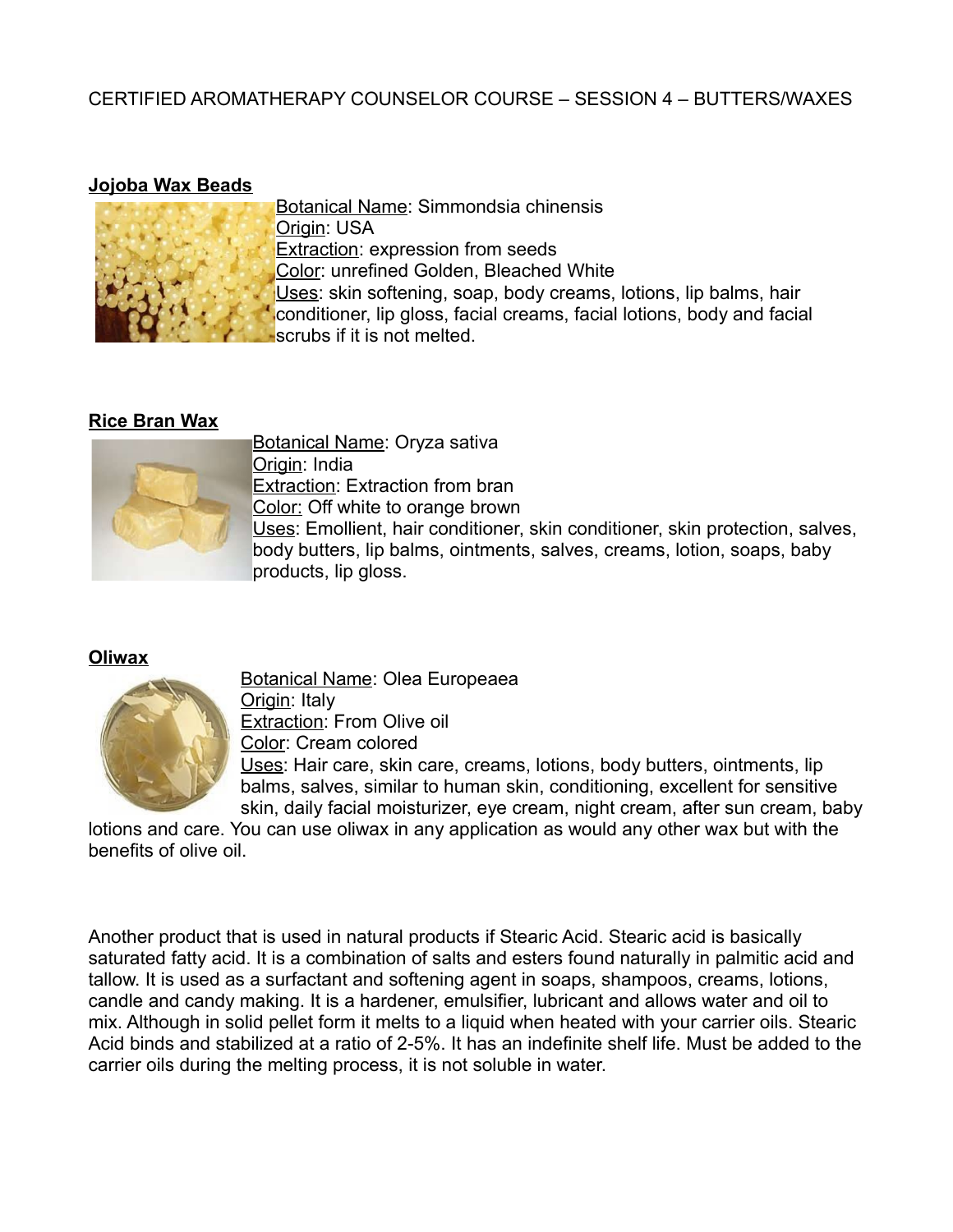CERTIFIED AROMATHERAPY COUNSELOR COURSE – SESSION 4 – BUTTERS/WAXES

**Jojoba Wax Beads**

Botanical Name: Simmondsia chinensis
Origin: USA
Extraction: expression from seeds
Color: unrefined Golden, Bleached White
Uses: skin softening, soap, body creams, lotions, lip balms, hair conditioner, lip gloss, facial creams, facial lotions, body and facial scrubs if it is not melted.

**Rice Bran Wax**

Botanical Name: Oryza sativa
Origin: India
Extraction: Extraction from bran
Color: Off white to orange brown
Uses: Emollient, hair conditioner, skin conditioner, skin protection, salves, body butters, lip balms, ointments, salves, creams, lotion, soaps, baby products, lip gloss.

**Oliwax**

Botanical Name: Olea Europeaea
Origin: Italy
Extraction: From Olive oil
Color: Cream colored
Uses: Hair care, skin care, creams, lotions, body butters, ointments, lip balms, salves, similar to human skin, conditioning, excellent for sensitive skin, daily facial moisturizer, eye cream, night cream, after sun cream, baby lotions and care. You can use oliwax in any application as would any other wax but with the benefits of olive oil.

Another product that is used in natural products if Stearic Acid. Stearic acid is basically saturated fatty acid. It is a combination of salts and esters found naturally in palmitic acid and tallow. It is used as a surfactant and softening agent in soaps, shampoos, creams, lotions, candle and candy making. It is a hardener, emulsifier, lubricant and allows water and oil to mix. Although in solid pellet form it melts to a liquid when heated with your carrier oils. Stearic Acid binds and stabilized at a ratio of 2-5%. It has an indefinite shelf life. Must be added to the carrier oils during the melting process, it is not soluble in water.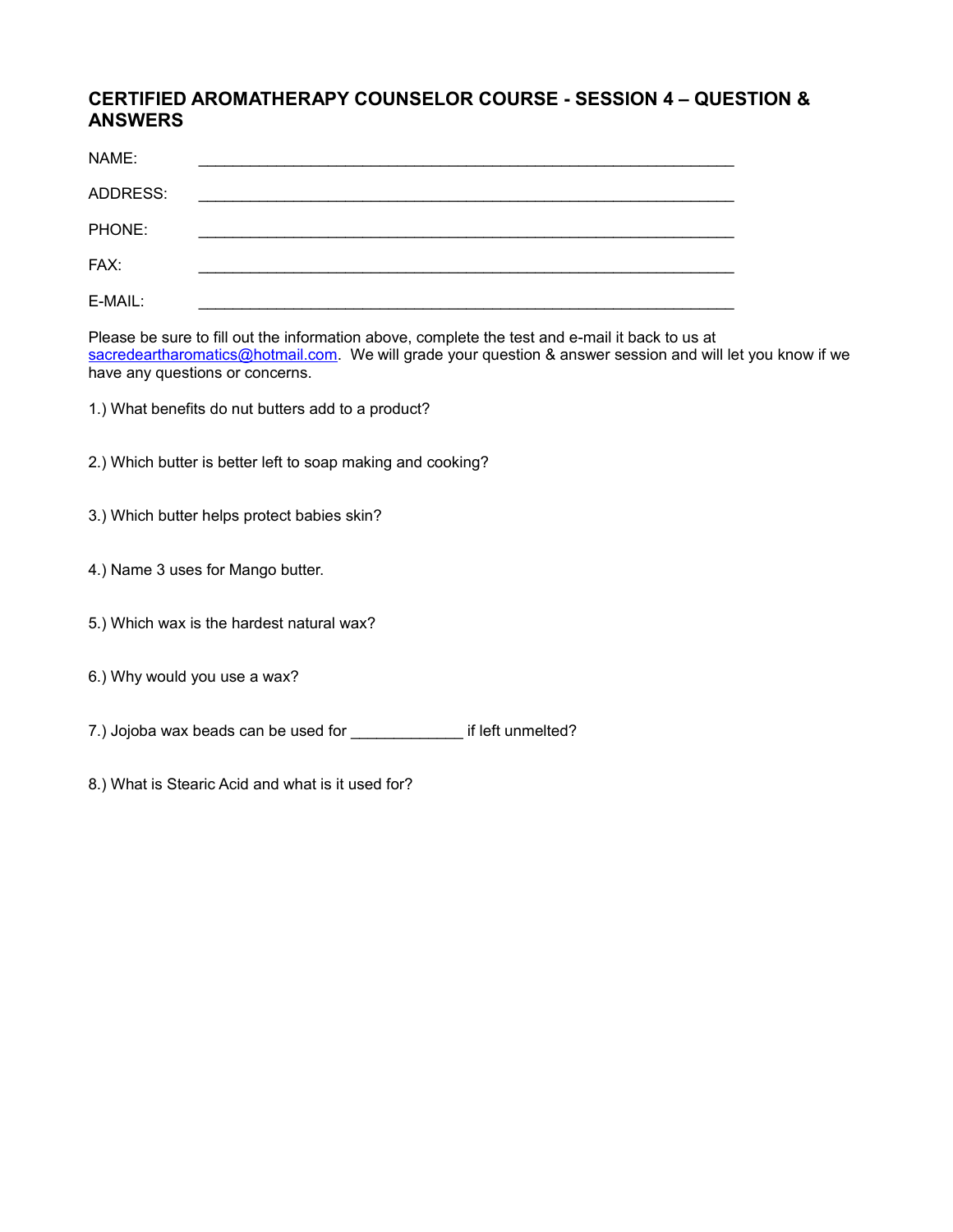## CERTIFIED AROMATHERAPY COUNSELOR COURSE - SESSION 4 – QUESTION & ANSWERS

NAME: _______________________________________________________________

ADDRESS: _______________________________________________________________

PHONE: _______________________________________________________________

FAX: _______________________________________________________________

E-MAIL: _______________________________________________________________

Please be sure to fill out the information above, complete the test and e-mail it back to us at sacredeartharomatics@hotmail.com. We will grade your question & answer session and will let you know if we have any questions or concerns.

1.) What benefits do nut butters add to a product?

2.) Which butter is better left to soap making and cooking?

3.) Which butter helps protect babies skin?

4.) Name 3 uses for Mango butter.

5.) Which wax is the hardest natural wax?

6.) Why would you use a wax?

7.) Jojoba wax beads can be used for _____________ if left unmelted?

8.) What is Stearic Acid and what is it used for?